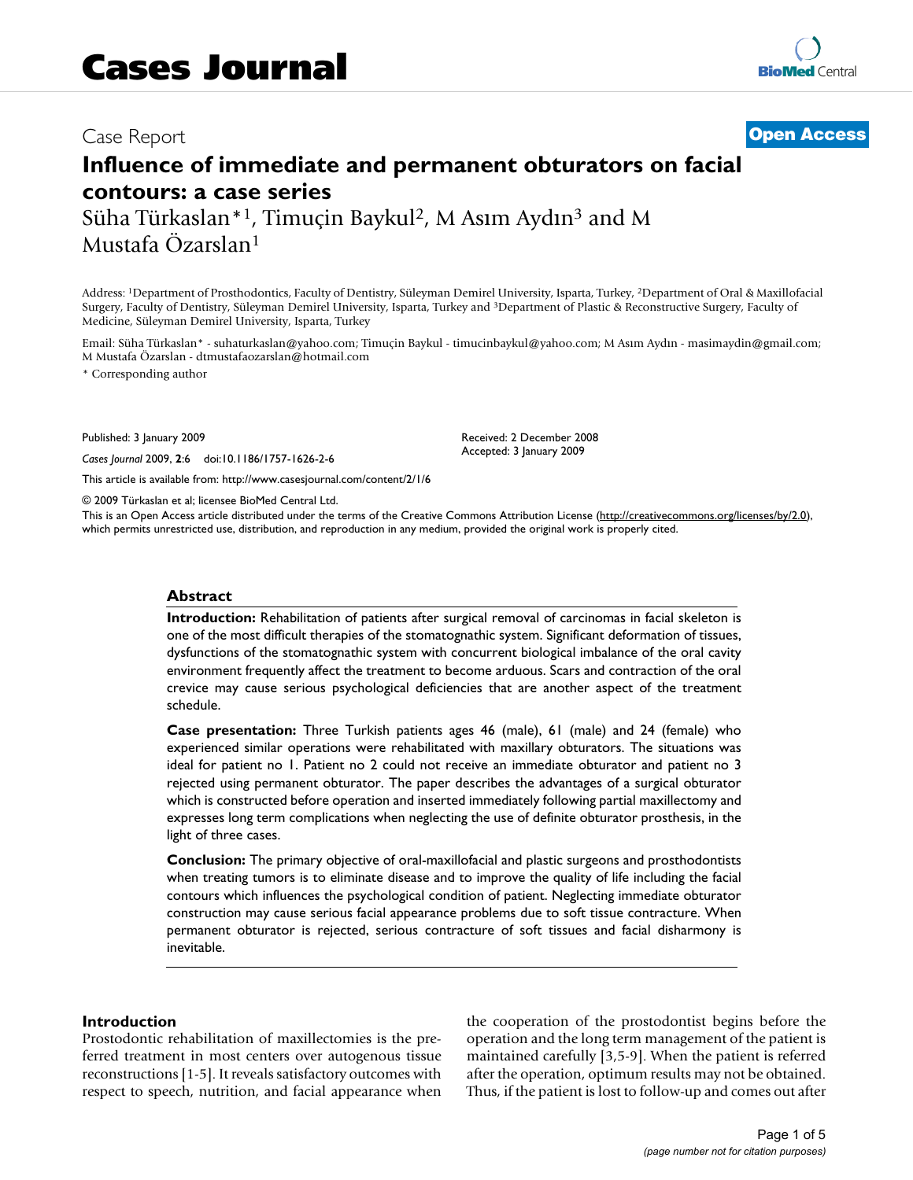Case Report

**Open Access**

# Influence of immediate and permanent obturators on facial contours: a case series

Süha Türkaslan*[1], Timuçin Baykul[2], M Asım Aydın[3] and M Mustafa Özarslan[1]

Address: [1]Department of Prosthodontics, Faculty of Dentistry, Süleyman Demirel University, Isparta, Turkey, [2]Department of Oral & Maxillofacial Surgery, Faculty of Dentistry, Süleyman Demirel University, Isparta, Turkey and [3]Department of Plastic & Reconstructive Surgery, Faculty of Medicine, Süleyman Demirel University, Isparta, Turkey

Email: Süha Türkaslan* - suhaturkaslan@yahoo.com; Timuçin Baykul - timucinbaykul@yahoo.com; M Asım Aydın - masimaydin@gmail.com; M Mustafa Özarslan - dtmustafaozarslan@hotmail.com

\* Corresponding author

Published: 3 January 2009

*Cases Journal* 2009, **2**:6 doi:10.1186/1757-1626-2-6

Received: 2 December 2008
Accepted: 3 January 2009

This article is available from: http://www.casesjournal.com/content/2/1/6

© 2009 Türkaslan et al; licensee BioMed Central Ltd.

This is an Open Access article distributed under the terms of the Creative Commons Attribution License (http://creativecommons.org/licenses/by/2.0), which permits unrestricted use, distribution, and reproduction in any medium, provided the original work is properly cited.

## Abstract

**Introduction:** Rehabilitation of patients after surgical removal of carcinomas in facial skeleton is one of the most difficult therapies of the stomatognathic system. Significant deformation of tissues, dysfunctions of the stomatognathic system with concurrent biological imbalance of the oral cavity environment frequently affect the treatment to become arduous. Scars and contraction of the oral crevice may cause serious psychological deficiencies that are another aspect of the treatment schedule.

**Case presentation:** Three Turkish patients ages 46 (male), 61 (male) and 24 (female) who experienced similar operations were rehabilitated with maxillary obturators. The situations was ideal for patient no 1. Patient no 2 could not receive an immediate obturator and patient no 3 rejected using permanent obturator. The paper describes the advantages of a surgical obturator which is constructed before operation and inserted immediately following partial maxillectomy and expresses long term complications when neglecting the use of definite obturator prosthesis, in the light of three cases.

**Conclusion:** The primary objective of oral-maxillofacial and plastic surgeons and prosthodontists when treating tumors is to eliminate disease and to improve the quality of life including the facial contours which influences the psychological condition of patient. Neglecting immediate obturator construction may cause serious facial appearance problems due to soft tissue contracture. When permanent obturator is rejected, serious contracture of soft tissues and facial disharmony is inevitable.

## Introduction

Prostodontic rehabilitation of maxillectomies is the preferred treatment in most centers over autogenous tissue reconstructions [1-5]. It reveals satisfactory outcomes with respect to speech, nutrition, and facial appearance when the cooperation of the prostodontist begins before the operation and the long term management of the patient is maintained carefully [3,5-9]. When the patient is referred after the operation, optimum results may not be obtained. Thus, if the patient is lost to follow-up and comes out after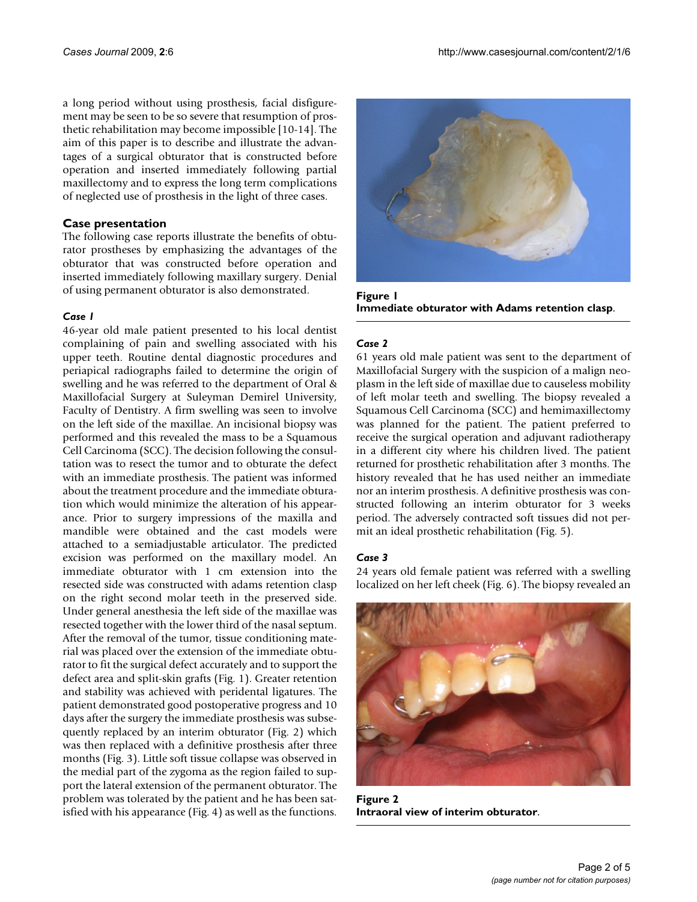a long period without using prosthesis, facial disfigurement may be seen to be so severe that resumption of prosthetic rehabilitation may become impossible [10-14]. The aim of this paper is to describe and illustrate the advantages of a surgical obturator that is constructed before operation and inserted immediately following partial maxillectomy and to express the long term complications of neglected use of prosthesis in the light of three cases.

## Case presentation

The following case reports illustrate the benefits of obturator prostheses by emphasizing the advantages of the obturator that was constructed before operation and inserted immediately following maxillary surgery. Denial of using permanent obturator is also demonstrated.

### *Case 1*

46-year old male patient presented to his local dentist complaining of pain and swelling associated with his upper teeth. Routine dental diagnostic procedures and periapical radiographs failed to determine the origin of swelling and he was referred to the department of Oral & Maxillofacial Surgery at Suleyman Demirel University, Faculty of Dentistry. A firm swelling was seen to involve on the left side of the maxillae. An incisional biopsy was performed and this revealed the mass to be a Squamous Cell Carcinoma (SCC). The decision following the consultation was to resect the tumor and to obturate the defect with an immediate prosthesis. The patient was informed about the treatment procedure and the immediate obturation which would minimize the alteration of his appearance. Prior to surgery impressions of the maxilla and mandible were obtained and the cast models were attached to a semiadjustable articulator. The predicted excision was performed on the maxillary model. An immediate obturator with 1 cm extension into the resected side was constructed with adams retention clasp on the right second molar teeth in the preserved side. Under general anesthesia the left side of the maxillae was resected together with the lower third of the nasal septum. After the removal of the tumor, tissue conditioning material was placed over the extension of the immediate obturator to fit the surgical defect accurately and to support the defect area and split-skin grafts (Fig. 1). Greater retention and stability was achieved with peridental ligatures. The patient demonstrated good postoperative progress and 10 days after the surgery the immediate prosthesis was subsequently replaced by an interim obturator (Fig. 2) which was then replaced with a definitive prosthesis after three months (Fig. 3). Little soft tissue collapse was observed in the medial part of the zygoma as the region failed to support the lateral extension of the permanent obturator. The problem was tolerated by the patient and he has been satisfied with his appearance (Fig. 4) as well as the functions.

**Figure 1**
**Immediate obturator with Adams retention clasp**.

### *Case 2*

61 years old male patient was sent to the department of Maxillofacial Surgery with the suspicion of a malign neoplasm in the left side of maxillae due to causeless mobility of left molar teeth and swelling. The biopsy revealed a Squamous Cell Carcinoma (SCC) and hemimaxillectomy was planned for the patient. The patient preferred to receive the surgical operation and adjuvant radiotherapy in a different city where his children lived. The patient returned for prosthetic rehabilitation after 3 months. The history revealed that he has used neither an immediate nor an interim prosthesis. A definitive prosthesis was constructed following an interim obturator for 3 weeks period. The adversely contracted soft tissues did not permit an ideal prosthetic rehabilitation (Fig. 5).

### *Case 3*

24 years old female patient was referred with a swelling localized on her left cheek (Fig. 6). The biopsy revealed an

**Figure 2**
**Intraoral view of interim obturator**.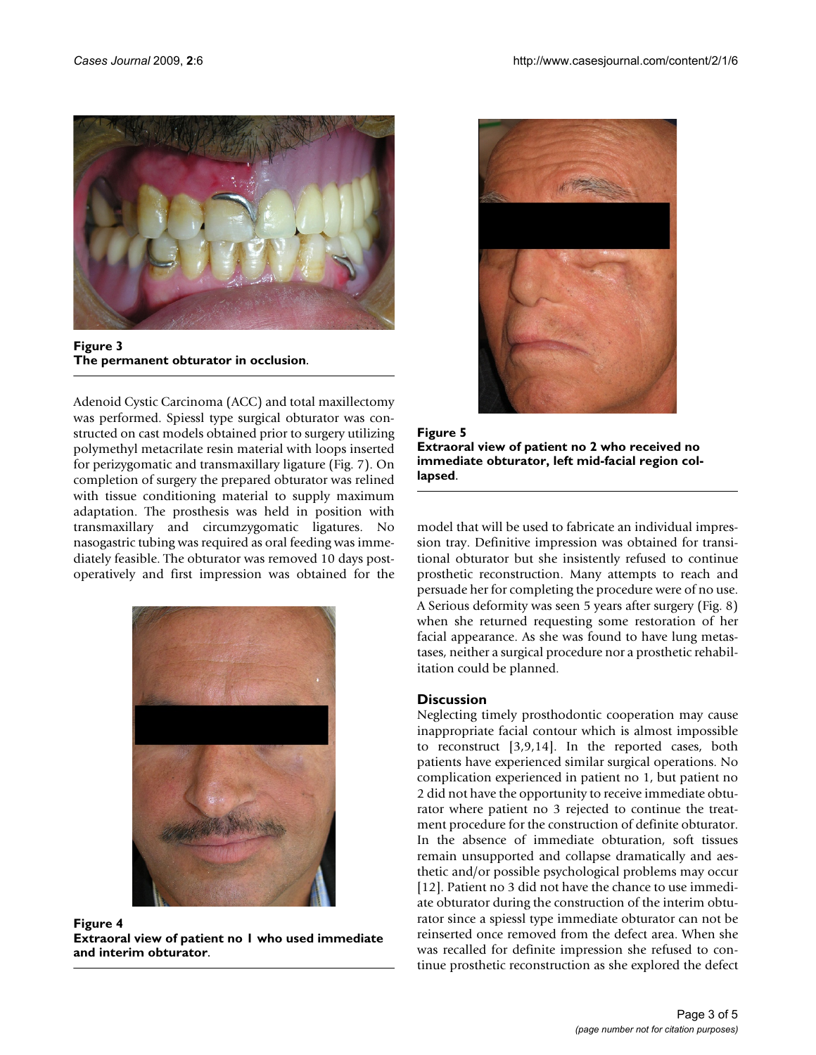**Figure 3**
**The permanent obturator in occlusion**.

Adenoid Cystic Carcinoma (ACC) and total maxillectomy was performed. Spiessl type surgical obturator was constructed on cast models obtained prior to surgery utilizing polymethyl metacrilate resin material with loops inserted for perizygomatic and transmaxillary ligature (Fig. 7). On completion of surgery the prepared obturator was relined with tissue conditioning material to supply maximum adaptation. The prosthesis was held in position with transmaxillary and circumzygomatic ligatures. No nasogastric tubing was required as oral feeding was immediately feasible. The obturator was removed 10 days postoperatively and first impression was obtained for the model that will be used to fabricate an individual impression tray. Definitive impression was obtained for transitional obturator but she insistently refused to continue prosthetic reconstruction. Many attempts to reach and persuade her for completing the procedure were of no use. A Serious deformity was seen 5 years after surgery (Fig. 8) when she returned requesting some restoration of her facial appearance. As she was found to have lung metastases, neither a surgical procedure nor a prosthetic rehabilitation could be planned.

**Figure 4**
**Extraoral view of patient no 1 who used immediate and interim obturator**.

**Figure 5**
**Extraoral view of patient no 2 who received no immediate obturator, left mid-facial region collapsed**.

## Discussion

Neglecting timely prosthodontic cooperation may cause inappropriate facial contour which is almost impossible to reconstruct [3,9,14]. In the reported cases, both patients have experienced similar surgical operations. No complication experienced in patient no 1, but patient no 2 did not have the opportunity to receive immediate obturator where patient no 3 rejected to continue the treatment procedure for the construction of definite obturator. In the absence of immediate obturation, soft tissues remain unsupported and collapse dramatically and aesthetic and/or possible psychological problems may occur [12]. Patient no 3 did not have the chance to use immediate obturator during the construction of the interim obturator since a spiessl type immediate obturator can not be reinserted once removed from the defect area. When she was recalled for definite impression she refused to continue prosthetic reconstruction as she explored the defect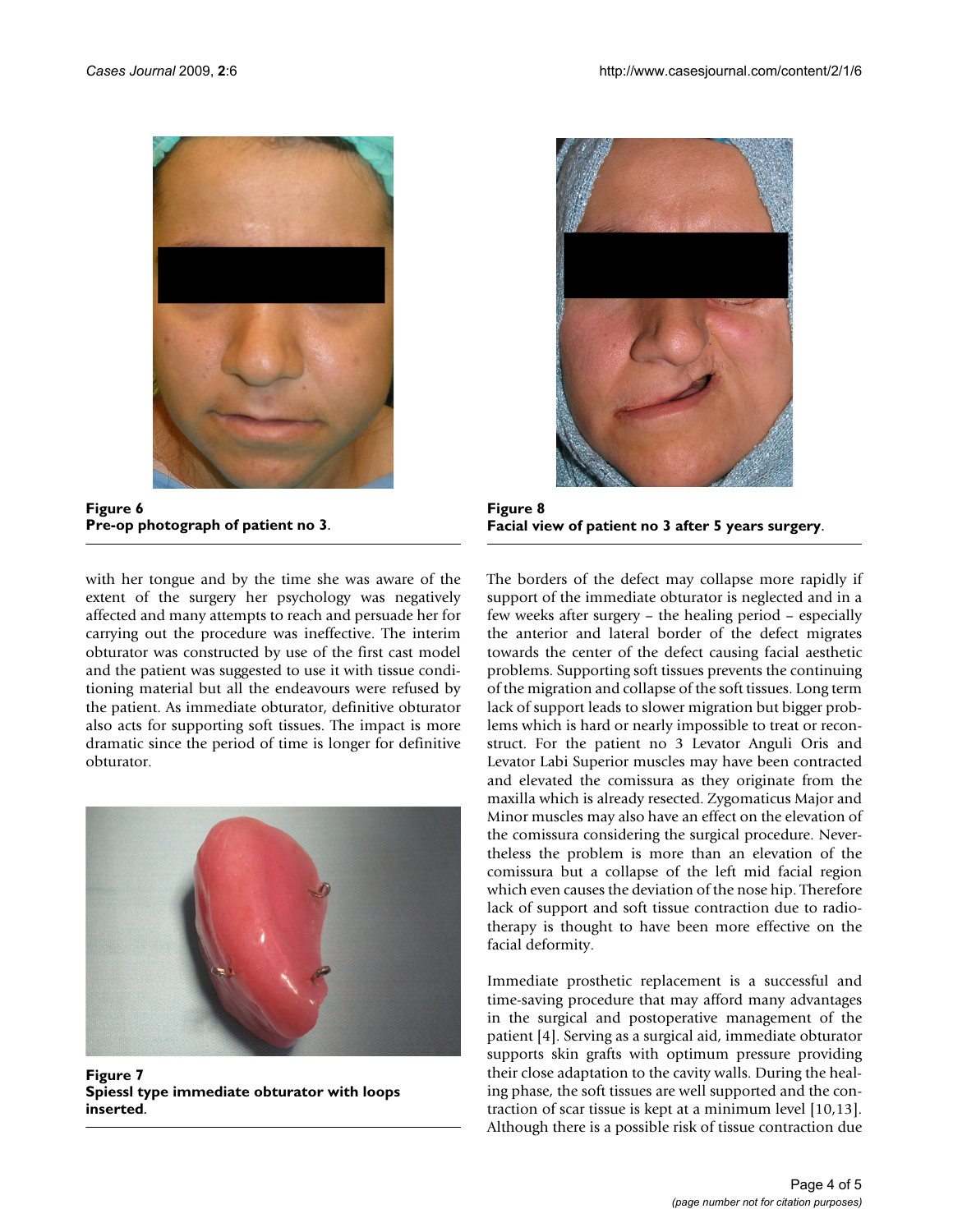**Figure 6**
**Pre-op photograph of patient no 3**.

with her tongue and by the time she was aware of the extent of the surgery her psychology was negatively affected and many attempts to reach and persuade her for carrying out the procedure was ineffective. The interim obturator was constructed by use of the first cast model and the patient was suggested to use it with tissue conditioning material but all the endeavours were refused by the patient. As immediate obturator, definitive obturator also acts for supporting soft tissues. The impact is more dramatic since the period of time is longer for definitive obturator.

**Figure 7**
**Spiessl type immediate obturator with loops inserted**.

**Figure 8**
**Facial view of patient no 3 after 5 years surgery**.

The borders of the defect may collapse more rapidly if support of the immediate obturator is neglected and in a few weeks after surgery – the healing period – especially the anterior and lateral border of the defect migrates towards the center of the defect causing facial aesthetic problems. Supporting soft tissues prevents the continuing of the migration and collapse of the soft tissues. Long term lack of support leads to slower migration but bigger problems which is hard or nearly impossible to treat or reconstruct. For the patient no 3 Levator Anguli Oris and Levator Labi Superior muscles may have been contracted and elevated the comissura as they originate from the maxilla which is already resected. Zygomaticus Major and Minor muscles may also have an effect on the elevation of the comissura considering the surgical procedure. Nevertheless the problem is more than an elevation of the comissura but a collapse of the left mid facial region which even causes the deviation of the nose hip. Therefore lack of support and soft tissue contraction due to radiotherapy is thought to have been more effective on the facial deformity.

Immediate prosthetic replacement is a successful and time-saving procedure that may afford many advantages in the surgical and postoperative management of the patient [4]. Serving as a surgical aid, immediate obturator supports skin grafts with optimum pressure providing their close adaptation to the cavity walls. During the healing phase, the soft tissues are well supported and the contraction of scar tissue is kept at a minimum level [10,13]. Although there is a possible risk of tissue contraction due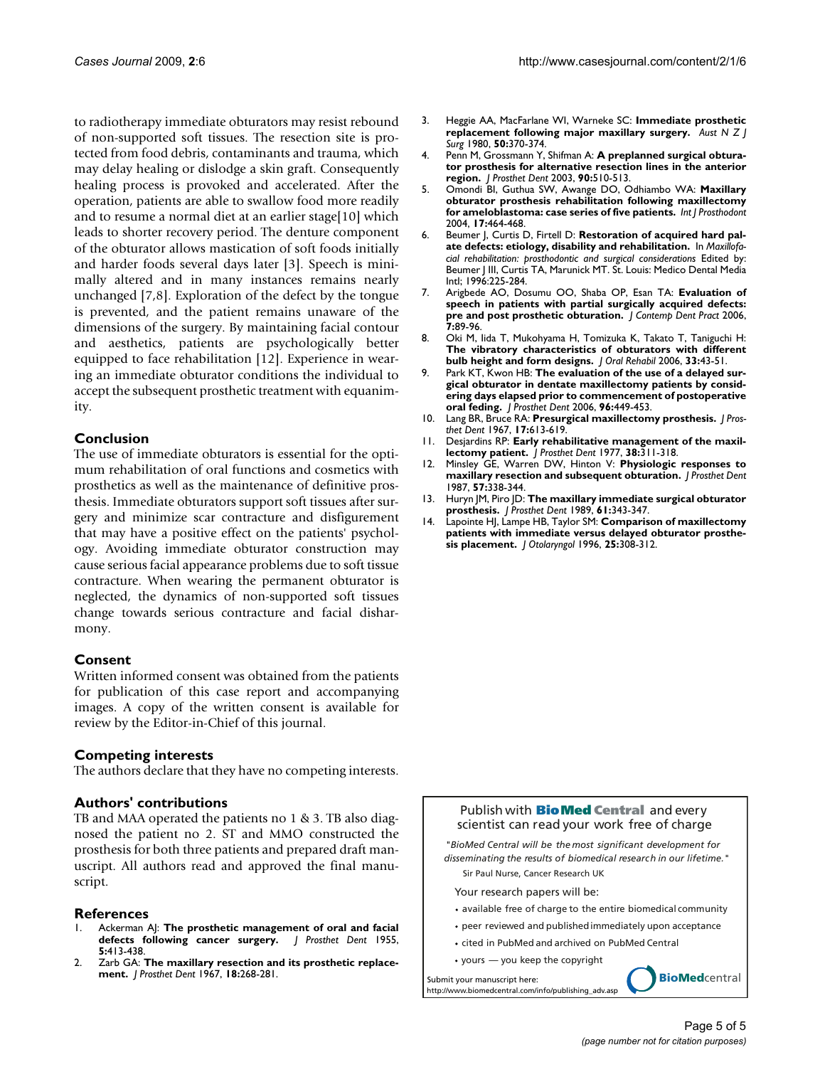to radiotherapy immediate obturators may resist rebound of non-supported soft tissues. The resection site is protected from food debris, contaminants and trauma, which may delay healing or dislodge a skin graft. Consequently healing process is provoked and accelerated. After the operation, patients are able to swallow food more readily and to resume a normal diet at an earlier stage[10] which leads to shorter recovery period. The denture component of the obturator allows mastication of soft foods initially and harder foods several days later [3]. Speech is minimally altered and in many instances remains nearly unchanged [7,8]. Exploration of the defect by the tongue is prevented, and the patient remains unaware of the dimensions of the surgery. By maintaining facial contour and aesthetics, patients are psychologically better equipped to face rehabilitation [12]. Experience in wearing an immediate obturator conditions the individual to accept the subsequent prosthetic treatment with equanimity.

## Conclusion

The use of immediate obturators is essential for the optimum rehabilitation of oral functions and cosmetics with prosthetics as well as the maintenance of definitive prosthesis. Immediate obturators support soft tissues after surgery and minimize scar contracture and disfigurement that may have a positive effect on the patients' psychology. Avoiding immediate obturator construction may cause serious facial appearance problems due to soft tissue contracture. When wearing the permanent obturator is neglected, the dynamics of non-supported soft tissues change towards serious contracture and facial disharmony.

## Consent

Written informed consent was obtained from the patients for publication of this case report and accompanying images. A copy of the written consent is available for review by the Editor-in-Chief of this journal.

## Competing interests

The authors declare that they have no competing interests.

## Authors' contributions

TB and MAA operated the patients no 1 & 3. TB also diagnosed the patient no 2. ST and MMO constructed the prosthesis for both three patients and prepared draft manuscript. All authors read and approved the final manuscript.

## References

1. Ackerman AJ: **The prosthetic management of oral and facial defects following cancer surgery.** *J Prosthet Dent* 1955, **5:**413-438.
2. Zarb GA: **The maxillary resection and its prosthetic replacement.** *J Prosthet Dent* 1967, **18:**268-281.
3. Heggie AA, MacFarlane WI, Warneke SC: **Immediate prosthetic replacement following major maxillary surgery.** *Aust N Z J Surg* 1980, **50:**370-374.
4. Penn M, Grossmann Y, Shifman A: **A preplanned surgical obturator prosthesis for alternative resection lines in the anterior region.** *J Prosthet Dent* 2003, **90:**510-513.
5. Omondi BI, Guthua SW, Awange DO, Odhiambo WA: **Maxillary obturator prosthesis rehabilitation following maxillectomy for ameloblastoma: case series of five patients.** *Int J Prosthodont* 2004, **17:**464-468.
6. Beumer J, Curtis D, Firtell D: **Restoration of acquired hard palate defects: etiology, disability and rehabilitation.** In *Maxillofacial rehabilitation: prosthodontic and surgical considerations* Edited by: Beumer J III, Curtis TA, Marunick MT. St. Louis: Medico Dental Media Intl; 1996:225-284.
7. Arigbede AO, Dosumu OO, Shaba OP, Esan TA: **Evaluation of speech in patients with partial surgically acquired defects: pre and post prosthetic obturation.** *J Contemp Dent Pract* 2006, **7:**89-96.
8. Oki M, Iida T, Mukohyama H, Tomizuka K, Takato T, Taniguchi H: **The vibratory characteristics of obturators with different bulb height and form designs.** *J Oral Rehabil* 2006, **33:**43-51.
9. Park KT, Kwon HB: **The evaluation of the use of a delayed surgical obturator in dentate maxillectomy patients by considering days elapsed prior to commencement of postoperative oral feding.** *J Prosthet Dent* 2006, **96:**449-453.
10. Lang BR, Bruce RA: **Presurgical maxillectomy prosthesis.** *J Prosthet Dent* 1967, **17:**613-619.
11. Desjardins RP: **Early rehabilitative management of the maxillectomy patient.** *J Prosthet Dent* 1977, **38:**311-318.
12. Minsley GE, Warren DW, Hinton V: **Physiologic responses to maxillary resection and subsequent obturation.** *J Prosthet Dent* 1987, **57:**338-344.
13. Huryn JM, Piro JD: **The maxillary immediate surgical obturator prosthesis.** *J Prosthet Dent* 1989, **61:**343-347.
14. Lapointe HJ, Lampe HB, Taylor SM: **Comparison of maxillectomy patients with immediate versus delayed obturator prosthesis placement.** *J Otolaryngol* 1996, **25:**308-312.